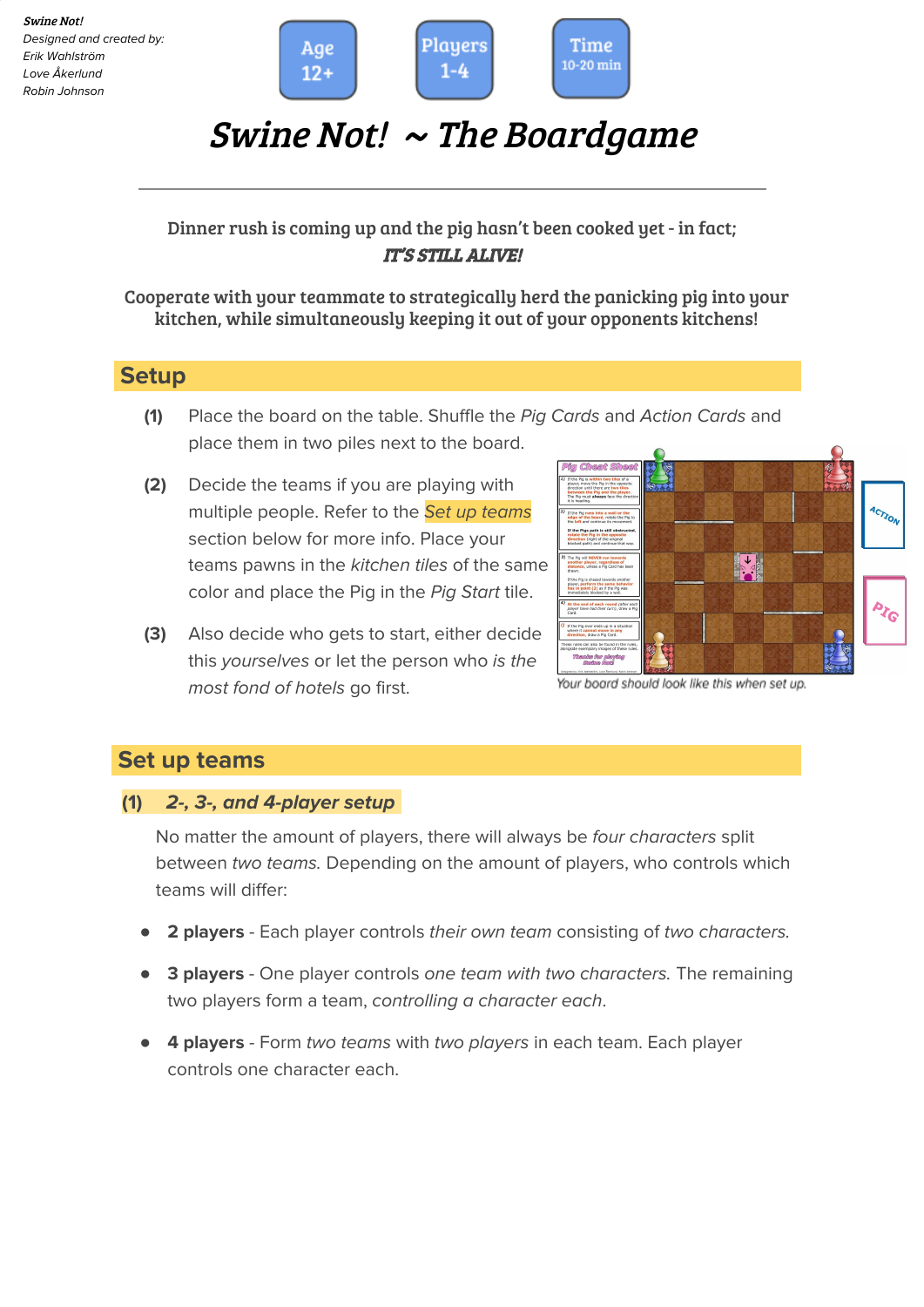*Swine Not!*
*Designed and created by:*
*Erik Wahlström*
*Love Åkerlund*
*Robin Johnson*

Age 12+

Players 1-4

Time 10-20 min

# *Swine Not! ~ The Boardgame*

---

**Dinner rush is coming up and the pig hasn't been cooked yet - in fact;**
***IT'S STILL ALIVE!***

**Cooperate with your teammate to strategically herd the panicking pig into your kitchen, while simultaneously keeping it out of your opponents kitchens!**

## Setup

**(1)** Place the board on the table. Shuffle the *Pig Cards* and *Action Cards* and place them in two piles next to the board.

**(2)** Decide the teams if you are playing with multiple people. Refer to the *Set up teams* section below for more info. Place your teams pawns in the *kitchen tiles* of the same color and place the Pig in the *Pig Start* tile.

**(3)** Also decide who gets to start, either decide this *yourselves* or let the person who *is the most fond of hotels* go first.

*Your board should look like this when set up.*

## Set up teams

### (1) *2-, 3-, and 4-player setup*

No matter the amount of players, there will always be *four characters* split between *two teams.* Depending on the amount of players, who controls which teams will differ:

- **2 players** - Each player controls *their own team* consisting of *two characters.*
- **3 players** - One player controls *one team with two characters.* The remaining two players form a team, *controlling a character each*.
- **4 players** - Form *two teams* with *two players* in each team. Each player controls one character each.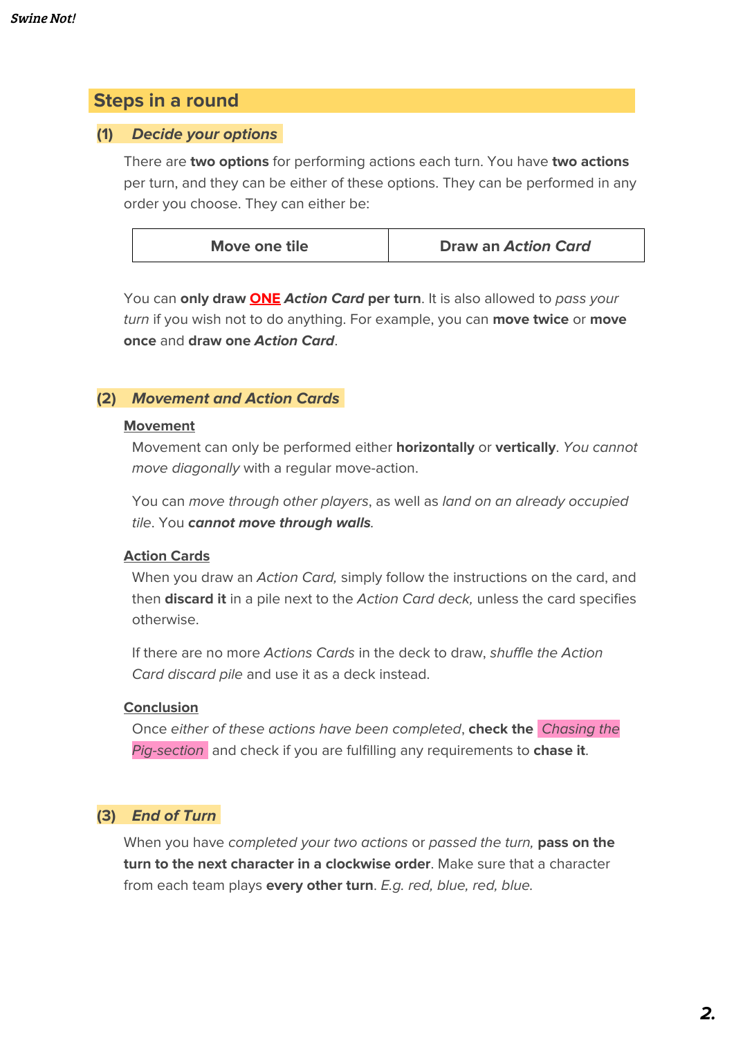## Steps in a round

### (1) *Decide your options*

There are **two options** for performing actions each turn. You have **two actions** per turn, and they can be either of these options. They can be performed in any order you choose. They can either be:

| Move one tile | Draw an *Action Card* |
|---|---|

You can **only draw ONE *Action Card* per turn**. It is also allowed to *pass your turn* if you wish not to do anything. For example, you can **move twice** or **move once** and **draw one *Action Card***.

### (2) *Movement and Action Cards*

**Movement**

Movement can only be performed either **horizontally** or **vertically**. *You cannot move diagonally* with a regular move-action.

You can *move through other players*, as well as *land on an already occupied tile*. You ***cannot move through walls***.

**Action Cards**

When you draw an *Action Card,* simply follow the instructions on the card, and then **discard it** in a pile next to the *Action Card deck,* unless the card specifies otherwise.

If there are no more *Actions Cards* in the deck to draw, *shuffle the Action Card discard pile* and use it as a deck instead.

**Conclusion**

Once *either of these actions have been completed*, **check the** *Chasing the Pig-section* and check if you are fulfilling any requirements to **chase it**.

### (3) *End of Turn*

When you have *completed your two actions* or *passed the turn,* **pass on the turn to the next character in a clockwise order**. Make sure that a character from each team plays **every other turn**. *E.g. red, blue, red, blue.*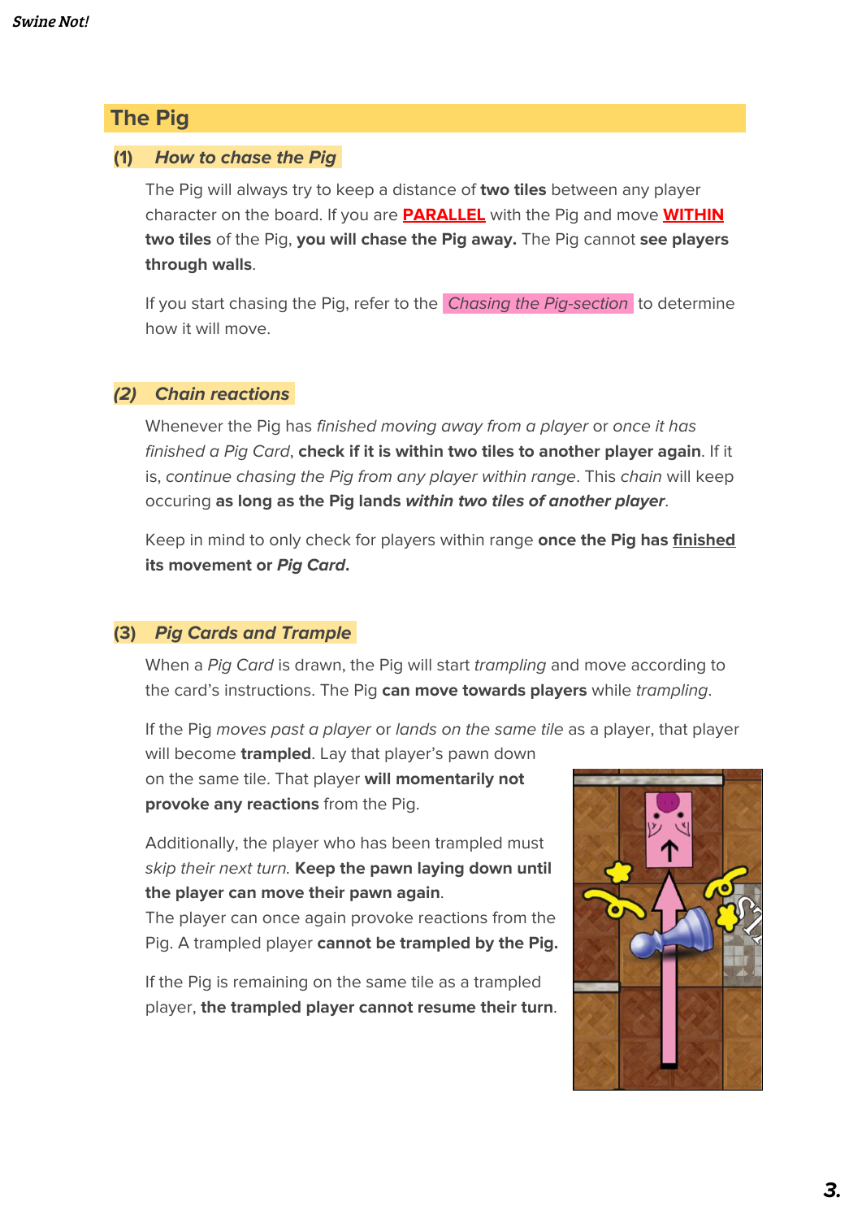## The Pig

### (1) *How to chase the Pig*

The Pig will always try to keep a distance of **two tiles** between any player character on the board. If you are **PARALLEL** with the Pig and move **WITHIN two tiles** of the Pig, **you will chase the Pig away.** The Pig cannot **see players through walls**.

If you start chasing the Pig, refer to the *Chasing the Pig-section* to determine how it will move.

### *(2) Chain reactions*

Whenever the Pig has *finished moving away from a player* or *once it has finished a Pig Card*, **check if it is within two tiles to another player again**. If it is, *continue chasing the Pig from any player within range*. This *chain* will keep occuring **as long as the Pig lands *within two tiles of another player***.

Keep in mind to only check for players within range **once the Pig has finished its movement or *Pig Card***.

### (3) *Pig Cards and Trample*

When a *Pig Card* is drawn, the Pig will start *trampling* and move according to the card's instructions. The Pig **can move towards players** while *trampling*.

If the Pig *moves past a player* or *lands on the same tile* as a player, that player will become **trampled**. Lay that player's pawn down on the same tile. That player **will momentarily not provoke any reactions** from the Pig.

Additionally, the player who has been trampled must *skip their next turn*. **Keep the pawn laying down until the player can move their pawn again**.
The player can once again provoke reactions from the Pig. A trampled player **cannot be trampled by the Pig.**

If the Pig is remaining on the same tile as a trampled player, **the trampled player cannot resume their turn**.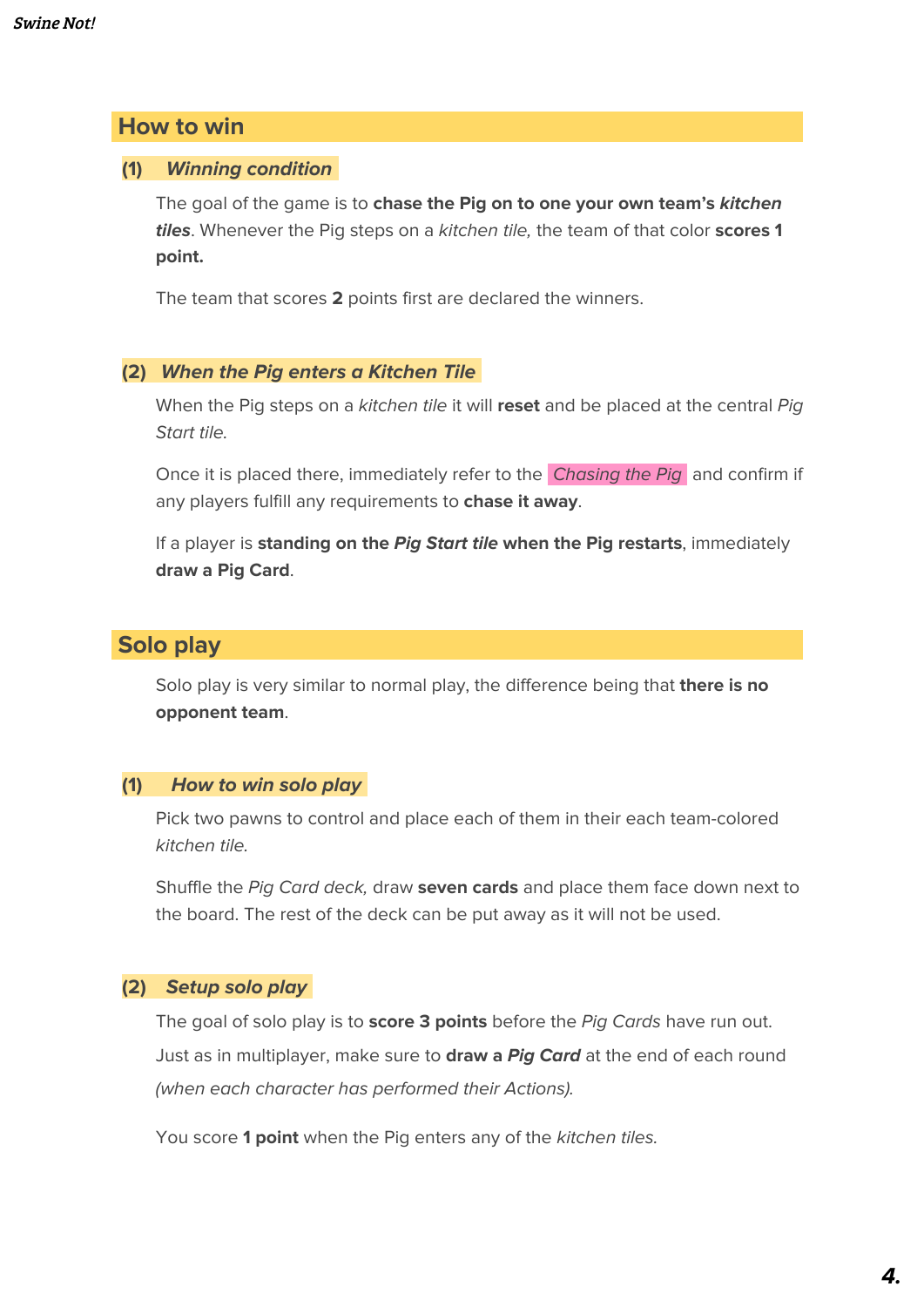## How to win

### (1) *Winning condition*

The goal of the game is to **chase the Pig on to one your own team's *kitchen tiles***. Whenever the Pig steps on a *kitchen tile,* the team of that color **scores 1 point.**

The team that scores **2** points first are declared the winners.

### (2) *When the Pig enters a Kitchen Tile*

When the Pig steps on a *kitchen tile* it will **reset** and be placed at the central *Pig Start tile.*

Once it is placed there, immediately refer to the *Chasing the Pig* and confirm if any players fulfill any requirements to **chase it away**.

If a player is **standing on the *Pig Start tile* when the Pig restarts**, immediately **draw a Pig Card**.

## Solo play

Solo play is very similar to normal play, the difference being that **there is no opponent team**.

### (1) *How to win solo play*

Pick two pawns to control and place each of them in their each team-colored *kitchen tile.*

Shuffle the *Pig Card deck,* draw **seven cards** and place them face down next to the board. The rest of the deck can be put away as it will not be used.

### (2) *Setup solo play*

The goal of solo play is to **score 3 points** before the *Pig Cards* have run out.

Just as in multiplayer, make sure to **draw a *Pig Card*** at the end of each round *(when each character has performed their Actions).*

You score **1 point** when the Pig enters any of the *kitchen tiles.*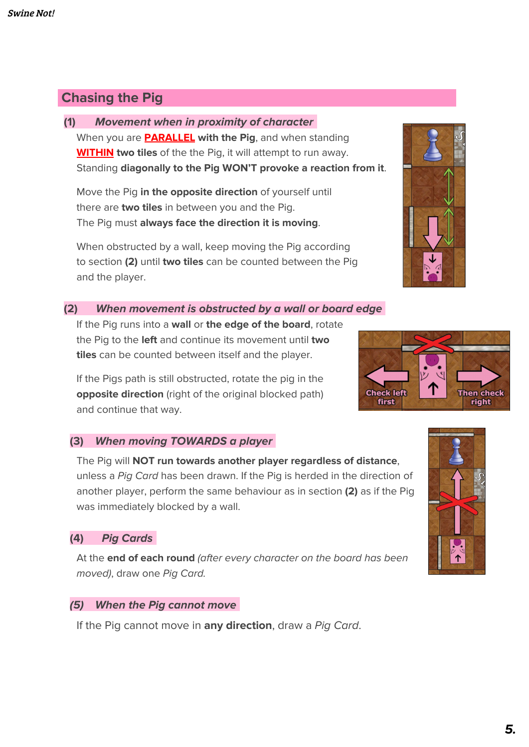## Chasing the Pig

### (1) *Movement when in proximity of character*

When you are **PARALLEL with the Pig**, and when standing **WITHIN two tiles** of the the Pig, it will attempt to run away. Standing **diagonally to the Pig WON'T provoke a reaction from it**.

Move the Pig **in the opposite direction** of yourself until there are **two tiles** in between you and the Pig. The Pig must **always face the direction it is moving**.

When obstructed by a wall, keep moving the Pig according to section **(2)** until **two tiles** can be counted between the Pig and the player.

### (2) *When movement is obstructed by a wall or board edge*

If the Pig runs into a **wall** or **the edge of the board**, rotate the Pig to the **left** and continue its movement until **two tiles** can be counted between itself and the player.

If the Pigs path is still obstructed, rotate the pig in the **opposite direction** (right of the original blocked path) and continue that way.

Check left first

Then check right

### (3) *When moving TOWARDS a player*

The Pig will **NOT run towards another player regardless of distance**, unless a *Pig Card* has been drawn. If the Pig is herded in the direction of another player, perform the same behaviour as in section **(2)** as if the Pig was immediately blocked by a wall.

### (4) *Pig Cards*

At the **end of each round** *(after every character on the board has been moved)*, draw one *Pig Card*.

### *(5) When the Pig cannot move*

If the Pig cannot move in **any direction**, draw a *Pig Card*.